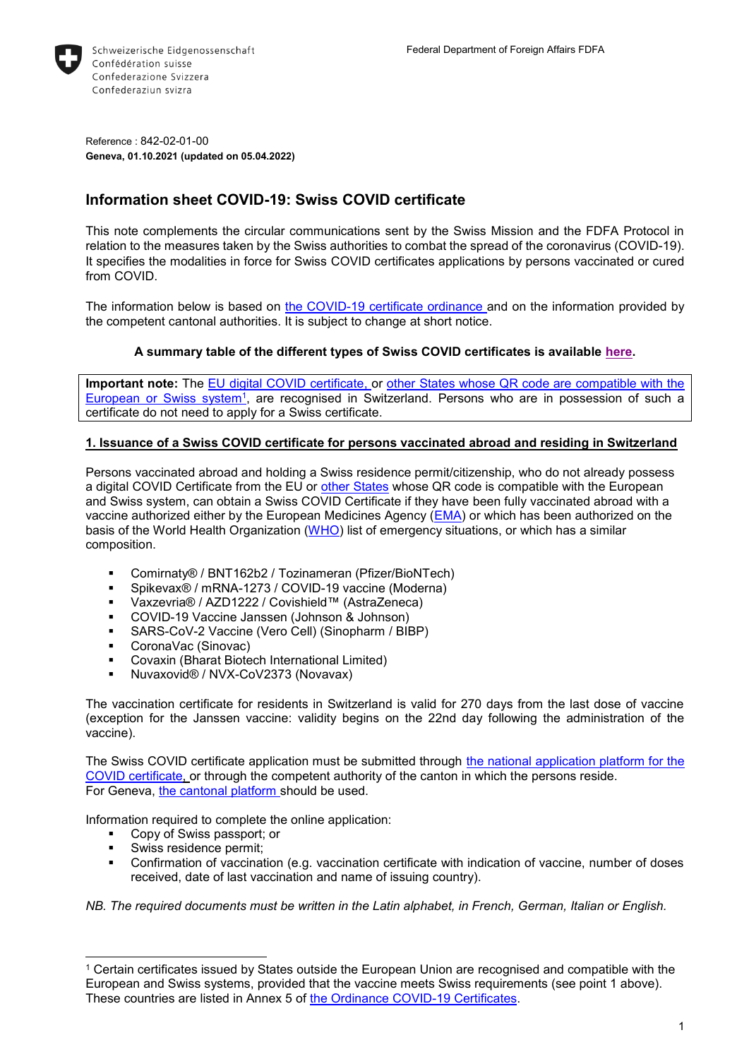Schweizerische Eidgenossenschaft
Confédération suisse
Confederazione Svizzera
Confederaziun svizra

Federal Department of Foreign Affairs FDFA

Reference : 842-02-01-00
**Geneva, 01.10.2021 (updated on 05.04.2022)**

## Information sheet COVID-19: Swiss COVID certificate

This note complements the circular communications sent by the Swiss Mission and the FDFA Protocol in relation to the measures taken by the Swiss authorities to combat the spread of the coronavirus (COVID-19). It specifies the modalities in force for Swiss COVID certificates applications by persons vaccinated or cured from COVID.

The information below is based on the COVID-19 certificate ordinance and on the information provided by the competent cantonal authorities. It is subject to change at short notice.

**A summary table of the different types of Swiss COVID certificates is available here.**

**Important note:** The EU digital COVID certificate, or other States whose QR code are compatible with the European or Swiss system[1], are recognised in Switzerland. Persons who are in possession of such a certificate do not need to apply for a Swiss certificate.

### 1. Issuance of a Swiss COVID certificate for persons vaccinated abroad and residing in Switzerland

Persons vaccinated abroad and holding a Swiss residence permit/citizenship, who do not already possess a digital COVID Certificate from the EU or other States whose QR code is compatible with the European and Swiss system, can obtain a Swiss COVID Certificate if they have been fully vaccinated abroad with a vaccine authorized either by the European Medicines Agency (EMA) or which has been authorized on the basis of the World Health Organization (WHO) list of emergency situations, or which has a similar composition.

- Comirnaty® / BNT162b2 / Tozinameran (Pfizer/BioNTech)
- Spikevax® / mRNA-1273 / COVID-19 vaccine (Moderna)
- Vaxzevria® / AZD1222 / Covishield™ (AstraZeneca)
- COVID-19 Vaccine Janssen (Johnson & Johnson)
- SARS-CoV-2 Vaccine (Vero Cell) (Sinopharm / BIBP)
- CoronaVac (Sinovac)
- Covaxin (Bharat Biotech International Limited)
- Nuvaxovid® / NVX-CoV2373 (Novavax)

The vaccination certificate for residents in Switzerland is valid for 270 days from the last dose of vaccine (exception for the Janssen vaccine: validity begins on the 22nd day following the administration of the vaccine).

The Swiss COVID certificate application must be submitted through the national application platform for the COVID certificate, or through the competent authority of the canton in which the persons reside.
For Geneva, the cantonal platform should be used.

Information required to complete the online application:

- Copy of Swiss passport; or
- Swiss residence permit;
- Confirmation of vaccination (e.g. vaccination certificate with indication of vaccine, number of doses received, date of last vaccination and name of issuing country).

*NB. The required documents must be written in the Latin alphabet, in French, German, Italian or English.*

---

[1] Certain certificates issued by States outside the European Union are recognised and compatible with the European and Swiss systems, provided that the vaccine meets Swiss requirements (see point 1 above). These countries are listed in Annex 5 of the Ordinance COVID-19 Certificates.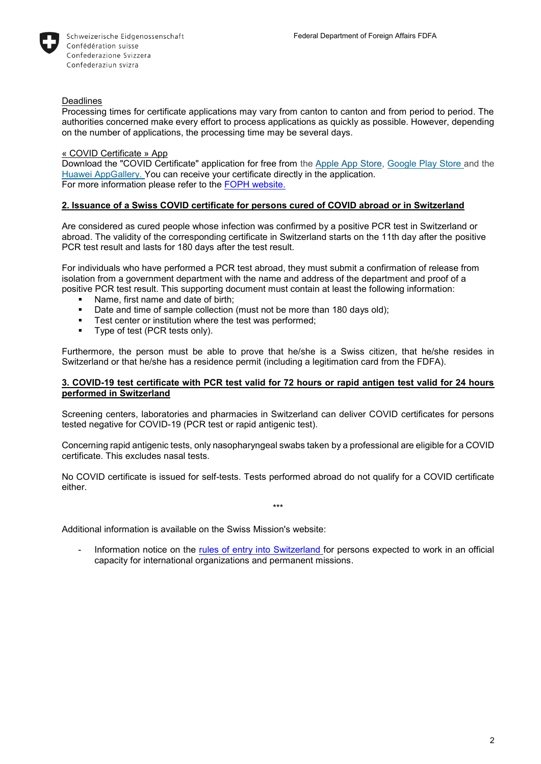Deadlines

Processing times for certificate applications may vary from canton to canton and from period to period. The authorities concerned make every effort to process applications as quickly as possible. However, depending on the number of applications, the processing time may be several days.

« COVID Certificate » App

Download the "COVID Certificate" application for free from the Apple App Store, Google Play Store and the Huawei AppGallery. You can receive your certificate directly in the application.
For more information please refer to the FOPH website.

## 2. Issuance of a Swiss COVID certificate for persons cured of COVID abroad or in Switzerland

Are considered as cured people whose infection was confirmed by a positive PCR test in Switzerland or abroad. The validity of the corresponding certificate in Switzerland starts on the 11th day after the positive PCR test result and lasts for 180 days after the test result.

For individuals who have performed a PCR test abroad, they must submit a confirmation of release from isolation from a government department with the name and address of the department and proof of a positive PCR test result. This supporting document must contain at least the following information:

- Name, first name and date of birth;
- Date and time of sample collection (must not be more than 180 days old);
- Test center or institution where the test was performed;
- Type of test (PCR tests only).

Furthermore, the person must be able to prove that he/she is a Swiss citizen, that he/she resides in Switzerland or that he/she has a residence permit (including a legitimation card from the FDFA).

## 3. COVID-19 test certificate with PCR test valid for 72 hours or rapid antigen test valid for 24 hours performed in Switzerland

Screening centers, laboratories and pharmacies in Switzerland can deliver COVID certificates for persons tested negative for COVID-19 (PCR test or rapid antigenic test).

Concerning rapid antigenic tests, only nasopharyngeal swabs taken by a professional are eligible for a COVID certificate. This excludes nasal tests.

No COVID certificate is issued for self-tests. Tests performed abroad do not qualify for a COVID certificate either.

***

Additional information is available on the Swiss Mission's website:

- Information notice on the rules of entry into Switzerland for persons expected to work in an official capacity for international organizations and permanent missions.